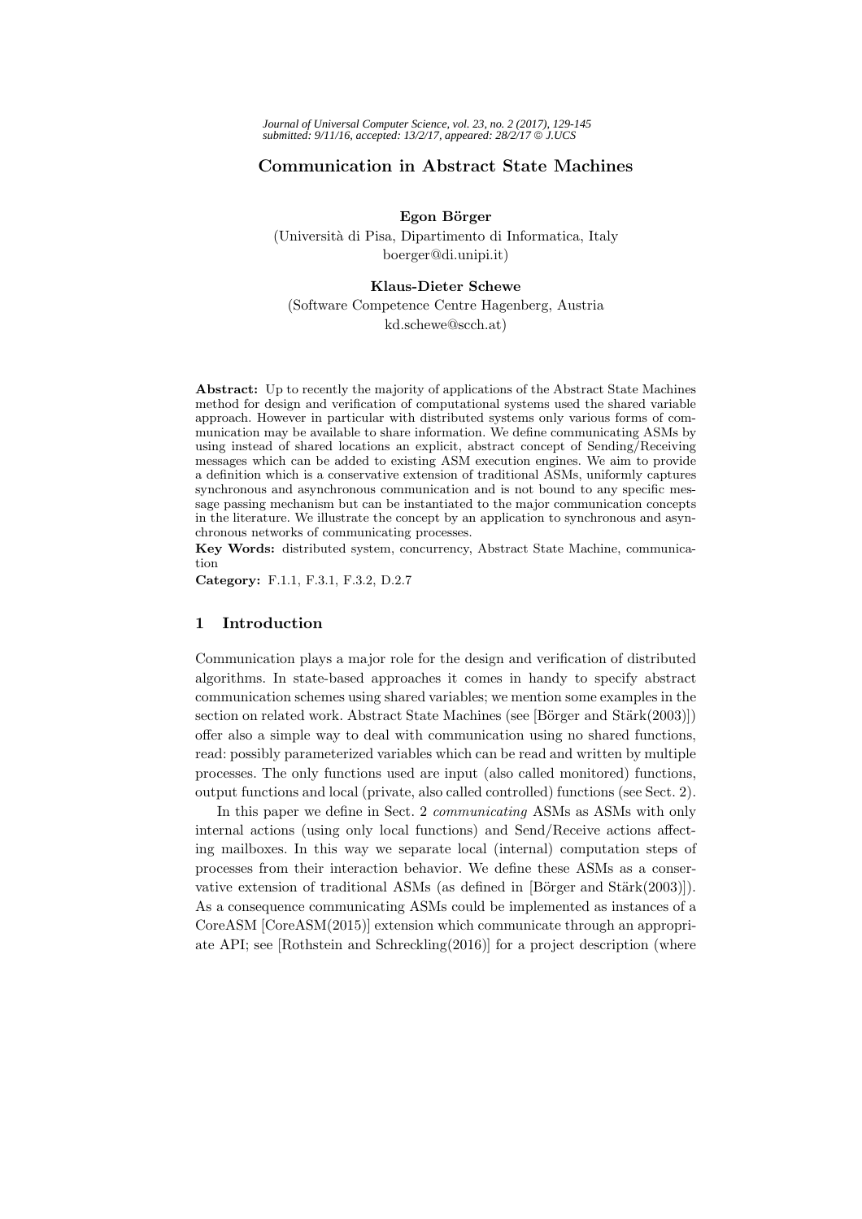# Communication in Abstract State Machines

**Egon Börger**

(Università di Pisa, Dipartimento di Informatica, Italy
boerger@di.unipi.it)

**Klaus-Dieter Schewe**

(Software Competence Centre Hagenberg, Austria
kd.schewe@scch.at)

**Abstract:** Up to recently the majority of applications of the Abstract State Machines method for design and verification of computational systems used the shared variable approach. However in particular with distributed systems only various forms of communication may be available to share information. We define communicating ASMs by using instead of shared locations an explicit, abstract concept of Sending/Receiving messages which can be added to existing ASM execution engines. We aim to provide a definition which is a conservative extension of traditional ASMs, uniformly captures synchronous and asynchronous communication and is not bound to any specific message passing mechanism but can be instantiated to the major communication concepts in the literature. We illustrate the concept by an application to synchronous and asynchronous networks of communicating processes.

**Key Words:** distributed system, concurrency, Abstract State Machine, communication

**Category:** F.1.1, F.3.1, F.3.2, D.2.7

## 1 Introduction

Communication plays a major role for the design and verification of distributed algorithms. In state-based approaches it comes in handy to specify abstract communication schemes using shared variables; we mention some examples in the section on related work. Abstract State Machines (see [Börger and Stärk(2003)]) offer also a simple way to deal with communication using no shared functions, read: possibly parameterized variables which can be read and written by multiple processes. The only functions used are input (also called monitored) functions, output functions and local (private, also called controlled) functions (see Sect. 2).

In this paper we define in Sect. 2 *communicating* ASMs as ASMs with only internal actions (using only local functions) and Send/Receive actions affecting mailboxes. In this way we separate local (internal) computation steps of processes from their interaction behavior. We define these ASMs as a conservative extension of traditional ASMs (as defined in [Börger and Stärk(2003)]). As a consequence communicating ASMs could be implemented as instances of a CoreASM [CoreASM(2015)] extension which communicate through an appropriate API; see [Rothstein and Schreckling(2016)] for a project description (where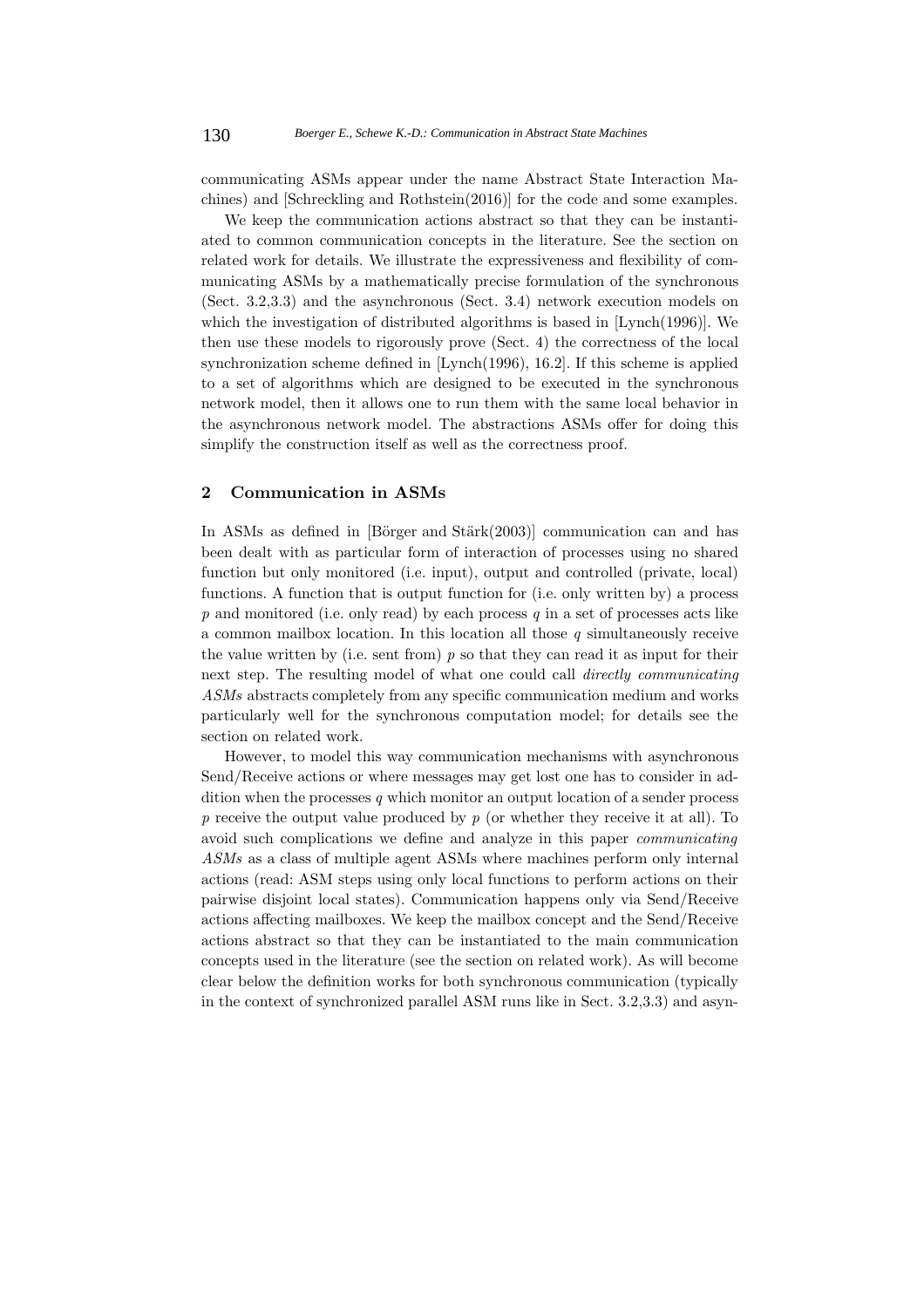communicating ASMs appear under the name Abstract State Interaction Machines) and [Schreckling and Rothstein(2016)] for the code and some examples.

We keep the communication actions abstract so that they can be instantiated to common communication concepts in the literature. See the section on related work for details. We illustrate the expressiveness and flexibility of communicating ASMs by a mathematically precise formulation of the synchronous (Sect. 3.2,3.3) and the asynchronous (Sect. 3.4) network execution models on which the investigation of distributed algorithms is based in [Lynch(1996)]. We then use these models to rigorously prove (Sect. 4) the correctness of the local synchronization scheme defined in [Lynch(1996), 16.2]. If this scheme is applied to a set of algorithms which are designed to be executed in the synchronous network model, then it allows one to run them with the same local behavior in the asynchronous network model. The abstractions ASMs offer for doing this simplify the construction itself as well as the correctness proof.

## 2 Communication in ASMs

In ASMs as defined in [Börger and Stärk(2003)] communication can and has been dealt with as particular form of interaction of processes using no shared function but only monitored (i.e. input), output and controlled (private, local) functions. A function that is output function for (i.e. only written by) a process $p$ and monitored (i.e. only read) by each process $q$ in a set of processes acts like a common mailbox location. In this location all those $q$ simultaneously receive the value written by (i.e. sent from) $p$ so that they can read it as input for their next step. The resulting model of what one could call *directly communicating ASMs* abstracts completely from any specific communication medium and works particularly well for the synchronous computation model; for details see the section on related work.

However, to model this way communication mechanisms with asynchronous Send/Receive actions or where messages may get lost one has to consider in addition when the processes $q$ which monitor an output location of a sender process $p$ receive the output value produced by $p$ (or whether they receive it at all). To avoid such complications we define and analyze in this paper *communicating ASMs* as a class of multiple agent ASMs where machines perform only internal actions (read: ASM steps using only local functions to perform actions on their pairwise disjoint local states). Communication happens only via Send/Receive actions affecting mailboxes. We keep the mailbox concept and the Send/Receive actions abstract so that they can be instantiated to the main communication concepts used in the literature (see the section on related work). As will become clear below the definition works for both synchronous communication (typically in the context of synchronized parallel ASM runs like in Sect. 3.2,3.3) and asyn-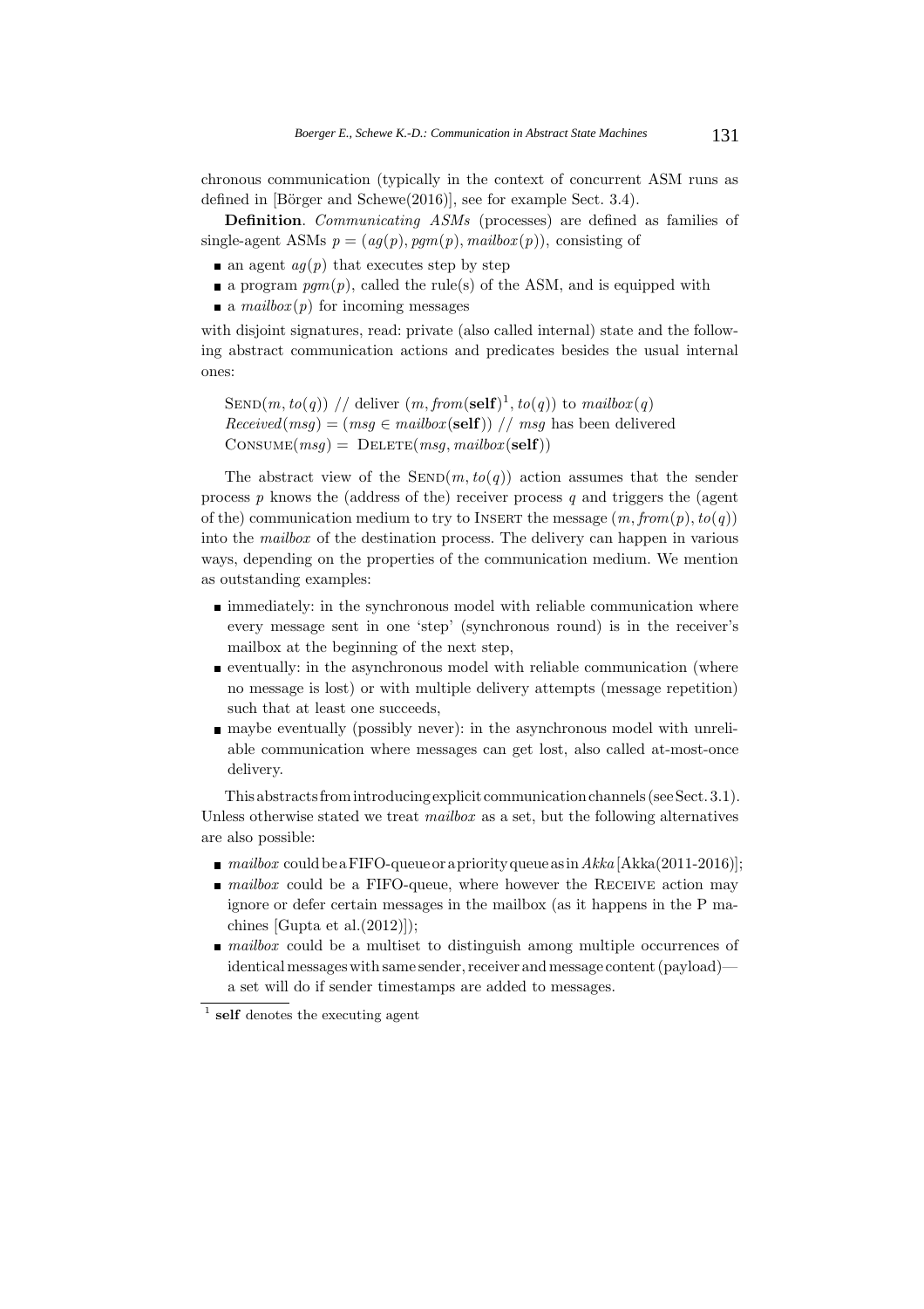chronous communication (typically in the context of concurrent ASM runs as defined in [Börger and Schewe(2016)], see for example Sect. 3.4).

**Definition**. *Communicating ASMs* (processes) are defined as families of single-agent ASMs $p = (ag(p), pgm(p), mailbox(p))$, consisting of

- an agent $ag(p)$ that executes step by step
- a program $pgm(p)$, called the rule(s) of the ASM, and is equipped with
- a $mailbox(p)$ for incoming messages

with disjoint signatures, read: private (also called internal) state and the following abstract communication actions and predicates besides the usual internal ones:

$\textsc{Send}(m, to(q))$ // deliver $(m, from(\mathbf{self})$[1]$, to(q))$ to $mailbox(q)$
$Received(msg) = (msg \in mailbox(\mathbf{self}))$ // $msg$ has been delivered
$\textsc{Consume}(msg) = \textsc{Delete}(msg, mailbox(\mathbf{self}))$

The abstract view of the $\textsc{Send}(m, to(q))$ action assumes that the sender process $p$ knows the (address of the) receiver process $q$ and triggers the (agent of the) communication medium to try to INSERT the message $(m, from(p), to(q))$ into the *mailbox* of the destination process. The delivery can happen in various ways, depending on the properties of the communication medium. We mention as outstanding examples:

- immediately: in the synchronous model with reliable communication where every message sent in one 'step' (synchronous round) is in the receiver's mailbox at the beginning of the next step,
- eventually: in the asynchronous model with reliable communication (where no message is lost) or with multiple delivery attempts (message repetition) such that at least one succeeds,
- maybe eventually (possibly never): in the asynchronous model with unreliable communication where messages can get lost, also called at-most-once delivery.

This abstracts from introducing explicit communication channels (see Sect. 3.1). Unless otherwise stated we treat *mailbox* as a set, but the following alternatives are also possible:

- *mailbox* could be a FIFO-queue or a priority queue as in *Akka* [Akka(2011-2016)];
- *mailbox* could be a FIFO-queue, where however the RECEIVE action may ignore or defer certain messages in the mailbox (as it happens in the P machines [Gupta et al.(2012)]);
- *mailbox* could be a multiset to distinguish among multiple occurrences of identical messages with same sender, receiver and message content (payload)—a set will do if sender timestamps are added to messages.

[1] **self** denotes the executing agent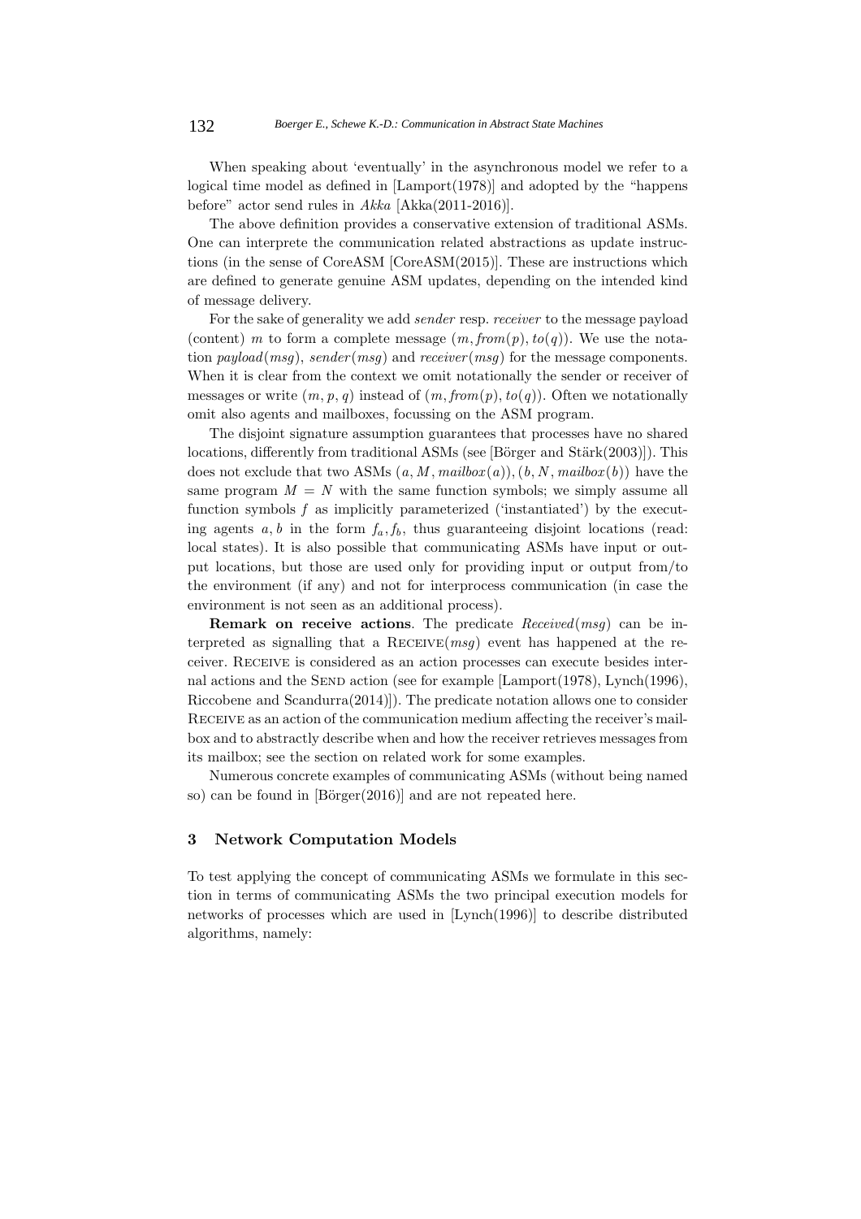When speaking about 'eventually' in the asynchronous model we refer to a logical time model as defined in [Lamport(1978)] and adopted by the "happens before" actor send rules in *Akka* [Akka(2011-2016)].

The above definition provides a conservative extension of traditional ASMs. One can interprete the communication related abstractions as update instructions (in the sense of CoreASM [CoreASM(2015)]. These are instructions which are defined to generate genuine ASM updates, depending on the intended kind of message delivery.

For the sake of generality we add *sender* resp. *receiver* to the message payload (content) $m$ to form a complete message $(m, \mathit{from}(p), \mathit{to}(q))$. We use the notation $\mathit{payload}(\mathit{msg})$, $\mathit{sender}(\mathit{msg})$ and $\mathit{receiver}(\mathit{msg})$ for the message components. When it is clear from the context we omit notationally the sender or receiver of messages or write $(m, p, q)$ instead of $(m, \mathit{from}(p), \mathit{to}(q))$. Often we notationally omit also agents and mailboxes, focussing on the ASM program.

The disjoint signature assumption guarantees that processes have no shared locations, differently from traditional ASMs (see [Börger and Stärk(2003)]). This does not exclude that two ASMs $(a, M, \mathit{mailbox}(a)), (b, N, \mathit{mailbox}(b))$ have the same program $M = N$ with the same function symbols; we simply assume all function symbols $f$ as implicitly parameterized ('instantiated') by the executing agents $a, b$ in the form $f_a, f_b$, thus guaranteeing disjoint locations (read: local states). It is also possible that communicating ASMs have input or output locations, but those are used only for providing input or output from/to the environment (if any) and not for interprocess communication (in case the environment is not seen as an additional process).

**Remark on receive actions**. The predicate $\mathit{Received}(\mathit{msg})$ can be interpreted as signalling that a Receive($\mathit{msg}$) event has happened at the receiver. Receive is considered as an action processes can execute besides internal actions and the Send action (see for example [Lamport(1978), Lynch(1996), Riccobene and Scandurra(2014)]). The predicate notation allows one to consider Receive as an action of the communication medium affecting the receiver's mailbox and to abstractly describe when and how the receiver retrieves messages from its mailbox; see the section on related work for some examples.

Numerous concrete examples of communicating ASMs (without being named so) can be found in [Börger(2016)] and are not repeated here.

## 3 Network Computation Models

To test applying the concept of communicating ASMs we formulate in this section in terms of communicating ASMs the two principal execution models for networks of processes which are used in [Lynch(1996)] to describe distributed algorithms, namely: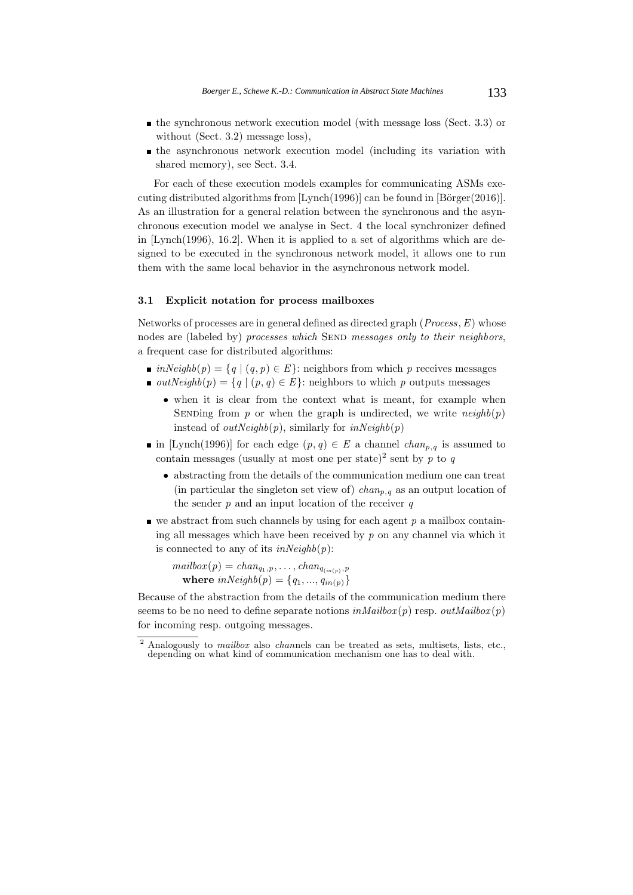- the synchronous network execution model (with message loss (Sect. 3.3) or without (Sect. 3.2) message loss),
- the asynchronous network execution model (including its variation with shared memory), see Sect. 3.4.

For each of these execution models examples for communicating ASMs executing distributed algorithms from [Lynch(1996)] can be found in [Börger(2016)]. As an illustration for a general relation between the synchronous and the asynchronous execution model we analyse in Sect. 4 the local synchronizer defined in [Lynch(1996), 16.2]. When it is applied to a set of algorithms which are designed to be executed in the synchronous network model, it allows one to run them with the same local behavior in the asynchronous network model.

### 3.1 Explicit notation for process mailboxes

Networks of processes are in general defined as directed graph $(Process, E)$ whose nodes are (labeled by) *processes which* SEND *messages only to their neighbors*, a frequent case for distributed algorithms:

- $inNeighb(p) = \{q \mid (q, p) \in E\}$: neighbors from which $p$ receives messages
- $outNeighb(p) = \{q \mid (p, q) \in E\}$: neighbors to which $p$ outputs messages
  - when it is clear from the context what is meant, for example when SENDing from $p$ or when the graph is undirected, we write $neighb(p)$ instead of $outNeighb(p)$, similarly for $inNeighb(p)$
- in [Lynch(1996)] for each edge $(p, q) \in E$ a channel $chan_{p,q}$ is assumed to contain messages (usually at most one per state)[2] sent by $p$ to $q$
  - abstracting from the details of the communication medium one can treat (in particular the singleton set view of) $chan_{p,q}$ as an output location of the sender $p$ and an input location of the receiver $q$
- we abstract from such channels by using for each agent $p$ a mailbox containing all messages which have been received by $p$ on any channel via which it is connected to any of its $inNeighb(p)$:

  $mailbox(p) = chan_{q_1,p}, \ldots, chan_{q_{(in(p)}, p}$
  **where** $inNeighb(p) = \{q_1, ..., q_{in(p)}\}$

Because of the abstraction from the details of the communication medium there seems to be no need to define separate notions $inMailbox(p)$ resp. $outMailbox(p)$ for incoming resp. outgoing messages.

---

[2] Analogously to *mailbox* also *chan*nels can be treated as sets, multisets, lists, etc., depending on what kind of communication mechanism one has to deal with.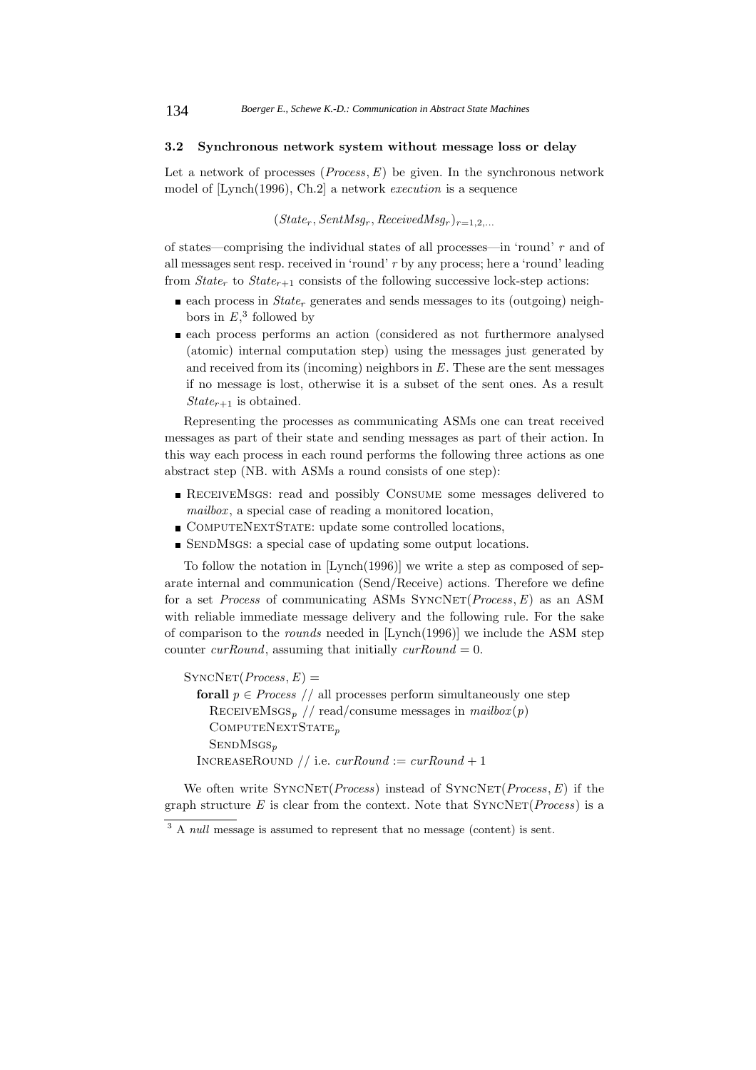### 3.2 Synchronous network system without message loss or delay

Let a network of processes $(Process, E)$ be given. In the synchronous network model of [Lynch(1996), Ch.2] a network *execution* is a sequence

$$(State_r, SentMsg_r, ReceivedMsg_r)_{r=1,2,...}$$

of states—comprising the individual states of all processes—in 'round' $r$ and of all messages sent resp. received in 'round' $r$ by any process; here a 'round' leading from $State_r$ to $State_{r+1}$ consists of the following successive lock-step actions:

- each process in $State_r$ generates and sends messages to its (outgoing) neighbors in $E$,[3] followed by
- each process performs an action (considered as not furthermore analysed (atomic) internal computation step) using the messages just generated by and received from its (incoming) neighbors in $E$. These are the sent messages if no message is lost, otherwise it is a subset of the sent ones. As a result $State_{r+1}$ is obtained.

Representing the processes as communicating ASMs one can treat received messages as part of their state and sending messages as part of their action. In this way each process in each round performs the following three actions as one abstract step (NB. with ASMs a round consists of one step):

- ReceiveMsgs: read and possibly Consume some messages delivered to *mailbox*, a special case of reading a monitored location,
- ComputeNextState: update some controlled locations,
- SendMsgs: a special case of updating some output locations.

To follow the notation in [Lynch(1996)] we write a step as composed of separate internal and communication (Send/Receive) actions. Therefore we define for a set *Process* of communicating ASMs SyncNet$(Process, E)$ as an ASM with reliable immediate message delivery and the following rule. For the sake of comparison to the *rounds* needed in [Lynch(1996)] we include the ASM step counter *curRound*, assuming that initially $curRound = 0$.

```
SyncNet(Process, E) =
  forall p ∈ Process // all processes perform simultaneously one step
    ReceiveMsgs_p // read/consume messages in mailbox(p)
    ComputeNextState_p
    SendMsgs_p
  IncreaseRound // i.e. curRound := curRound + 1
```

We often write SyncNet$(Process)$ instead of SyncNet$(Process, E)$ if the graph structure $E$ is clear from the context. Note that SyncNet$(Process)$ is a

[3] A *null* message is assumed to represent that no message (content) is sent.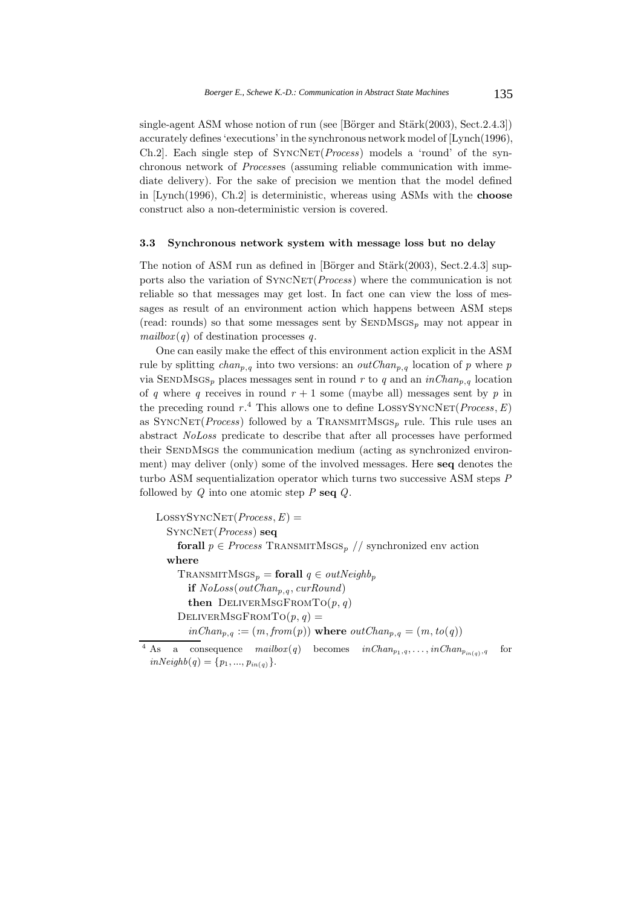single-agent ASM whose notion of run (see [Börger and Stärk(2003), Sect.2.4.3]) accurately defines 'executions' in the synchronous network model of [Lynch(1996), Ch.2]. Each single step of SyncNet(*Process*) models a 'round' of the synchronous network of *Process*es (assuming reliable communication with immediate delivery). For the sake of precision we mention that the model defined in [Lynch(1996), Ch.2] is deterministic, whereas using ASMs with the **choose** construct also a non-deterministic version is covered.

### 3.3 Synchronous network system with message loss but no delay

The notion of ASM run as defined in [Börger and Stärk(2003), Sect.2.4.3] supports also the variation of SyncNet(*Process*) where the communication is not reliable so that messages may get lost. In fact one can view the loss of messages as result of an environment action which happens between ASM steps (read: rounds) so that some messages sent by $\text{SendMsgs}_p$ may not appear in $mailbox(q)$ of destination processes $q$.

One can easily make the effect of this environment action explicit in the ASM rule by splitting $chan_{p,q}$ into two versions: an $outChan_{p,q}$ location of $p$ where $p$ via $\text{SendMsgs}_p$ places messages sent in round $r$ to $q$ and an $inChan_{p,q}$ location of $q$ where $q$ receives in round $r+1$ some (maybe all) messages sent by $p$ in the preceding round $r$.[4] This allows one to define LossySyncNet(*Process*, $E$) as SyncNet(*Process*) followed by a $\text{TransmitMsgs}_p$ rule. This rule uses an abstract *NoLoss* predicate to describe that after all processes have performed their SendMsgs the communication medium (acting as synchronized environment) may deliver (only) some of the involved messages. Here **seq** denotes the turbo ASM sequentialization operator which turns two successive ASM steps $P$ followed by $Q$ into one atomic step $P$ **seq** $Q$.

```
LossySyncNet(Process, E) =
  SyncNet(Process) seq
    forall p ∈ Process TransmitMsgs_p // synchronized env action
  where
    TransmitMsgs_p = forall q ∈ outNeighb_p
      if NoLoss(outChan_{p,q}, curRound)
      then DeliverMsgFromTo(p, q)
    DeliverMsgFromTo(p, q) =
      inChan_{p,q} := (m, from(p)) where outChan_{p,q} = (m, to(q))
```

[4] As a consequence $mailbox(q)$ becomes $inChan_{p_1,q}, \ldots, inChan_{p_{in(q)},q}$ for $inNeighb(q) = \{p_1, ..., p_{in(q)}\}$.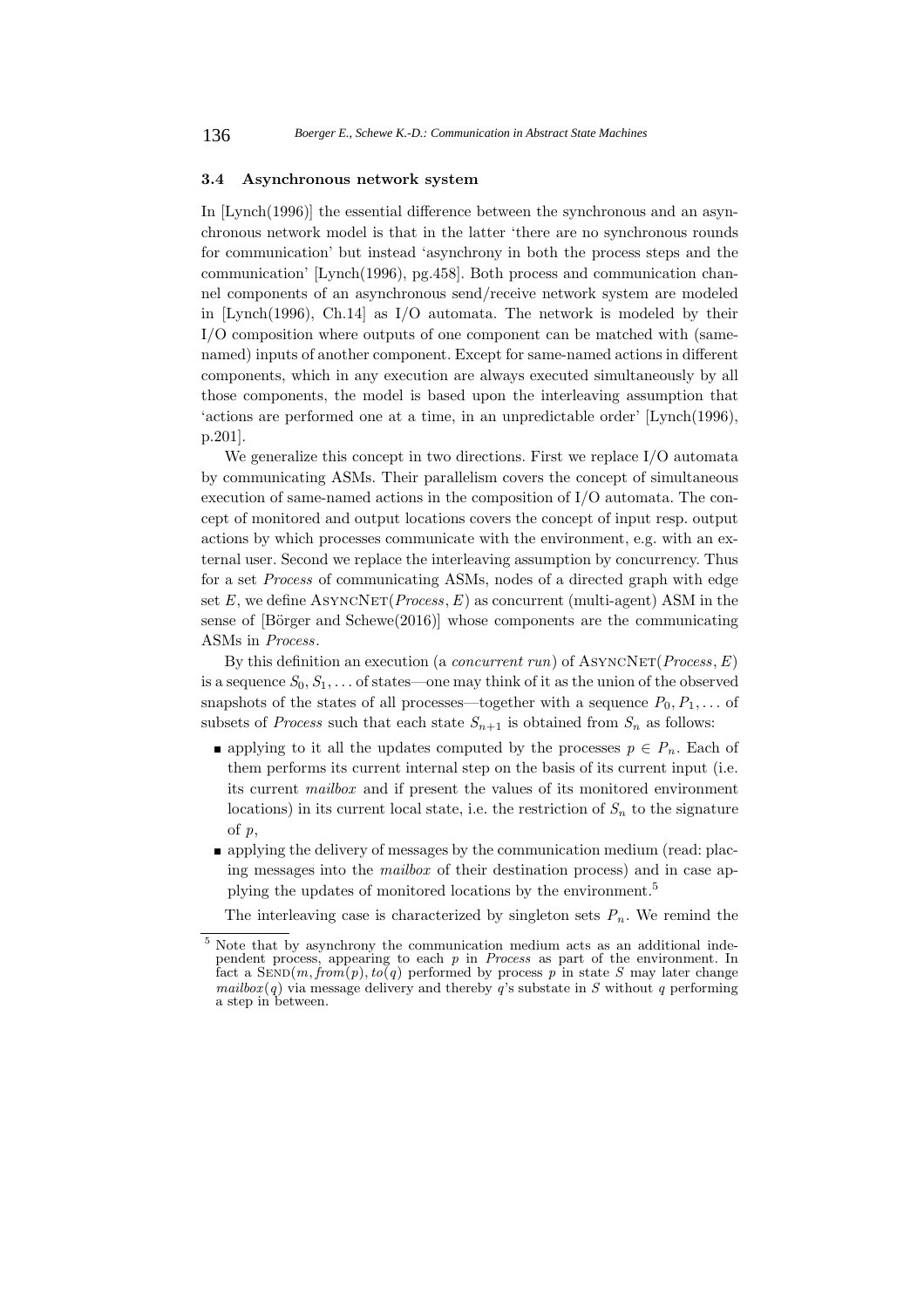### 3.4 Asynchronous network system

In [Lynch(1996)] the essential difference between the synchronous and an asynchronous network model is that in the latter 'there are no synchronous rounds for communication' but instead 'asynchrony in both the process steps and the communication' [Lynch(1996), pg.458]. Both process and communication channel components of an asynchronous send/receive network system are modeled in [Lynch(1996), Ch.14] as I/O automata. The network is modeled by their I/O composition where outputs of one component can be matched with (same-named) inputs of another component. Except for same-named actions in different components, which in any execution are always executed simultaneously by all those components, the model is based upon the interleaving assumption that 'actions are performed one at a time, in an unpredictable order' [Lynch(1996), p.201].

We generalize this concept in two directions. First we replace I/O automata by communicating ASMs. Their parallelism covers the concept of simultaneous execution of same-named actions in the composition of I/O automata. The concept of monitored and output locations covers the concept of input resp. output actions by which processes communicate with the environment, e.g. with an external user. Second we replace the interleaving assumption by concurrency. Thus for a set *Process* of communicating ASMs, nodes of a directed graph with edge set $E$, we define AsyncNet(*Process*, $E$) as concurrent (multi-agent) ASM in the sense of [Börger and Schewe(2016)] whose components are the communicating ASMs in *Process*.

By this definition an execution (a *concurrent run*) of AsyncNet(*Process*, $E$) is a sequence $S_0, S_1, \ldots$ of states—one may think of it as the union of the observed snapshots of the states of all processes—together with a sequence $P_0, P_1, \ldots$ of subsets of *Process* such that each state $S_{n+1}$ is obtained from $S_n$ as follows:

- applying to it all the updates computed by the processes $p \in P_n$. Each of them performs its current internal step on the basis of its current input (i.e. its current *mailbox* and if present the values of its monitored environment locations) in its current local state, i.e. the restriction of $S_n$ to the signature of $p$,
- applying the delivery of messages by the communication medium (read: placing messages into the *mailbox* of their destination process) and in case applying the updates of monitored locations by the environment.[5]

The interleaving case is characterized by singleton sets $P_n$. We remind the

[5] Note that by asynchrony the communication medium acts as an additional independent process, appearing to each $p$ in *Process* as part of the environment. In fact a Send($m$, *from*($p$), *to*($q$) performed by process $p$ in state $S$ may later change *mailbox*($q$) via message delivery and thereby $q$'s substate in $S$ without $q$ performing a step in between.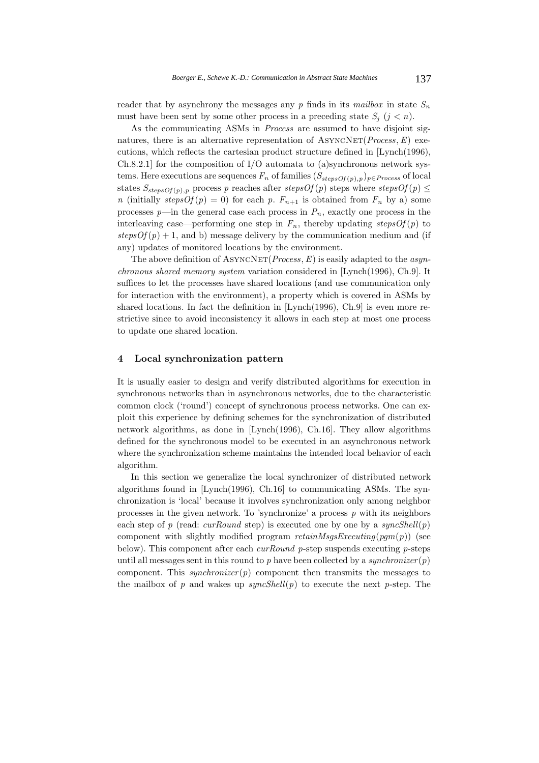reader that by asynchrony the messages any $p$ finds in its *mailbox* in state $S_n$ must have been sent by some other process in a preceding state $S_j$ ($j < n$).

As the communicating ASMs in *Process* are assumed to have disjoint signatures, there is an alternative representation of AsyncNet(*Process*, $E$) executions, which reflects the cartesian product structure defined in [Lynch(1996), Ch.8.2.1] for the composition of I/O automata to (a)synchronous network systems. Here executions are sequences $F_n$ of families $(S_{stepsOf(p),p})_{p \in Process}$ of local states $S_{stepsOf(p),p}$ process $p$ reaches after $stepsOf(p)$ steps where $stepsOf(p) \leq n$ (initially $stepsOf(p) = 0$) for each $p$. $F_{n+1}$ is obtained from $F_n$ by a) some processes $p$—in the general case each process in $P_n$, exactly one process in the interleaving case—performing one step in $F_n$, thereby updating $stepsOf(p)$ to $stepsOf(p) + 1$, and b) message delivery by the communication medium and (if any) updates of monitored locations by the environment.

The above definition of AsyncNet(*Process*, $E$) is easily adapted to the *asynchronous shared memory system* variation considered in [Lynch(1996), Ch.9]. It suffices to let the processes have shared locations (and use communication only for interaction with the environment), a property which is covered in ASMs by shared locations. In fact the definition in [Lynch(1996), Ch.9] is even more restrictive since to avoid inconsistency it allows in each step at most one process to update one shared location.

## 4 Local synchronization pattern

It is usually easier to design and verify distributed algorithms for execution in synchronous networks than in asynchronous networks, due to the characteristic common clock ('round') concept of synchronous process networks. One can exploit this experience by defining schemes for the synchronization of distributed network algorithms, as done in [Lynch(1996), Ch.16]. They allow algorithms defined for the synchronous model to be executed in an asynchronous network where the synchronization scheme maintains the intended local behavior of each algorithm.

In this section we generalize the local synchronizer of distributed network algorithms found in [Lynch(1996), Ch.16] to communicating ASMs. The synchronization is 'local' because it involves synchronization only among neighbor processes in the given network. To 'synchronize' a process $p$ with its neighbors each step of $p$ (read: *curRound* step) is executed one by one by a *syncShell*($p$) component with slightly modified program *retainMsgsExecuting*(*pgm*($p$)) (see below). This component after each *curRound* $p$-step suspends executing $p$-steps until all messages sent in this round to $p$ have been collected by a *synchronizer*($p$) component. This *synchronizer*($p$) component then transmits the messages to the mailbox of $p$ and wakes up *syncShell*($p$) to execute the next $p$-step. The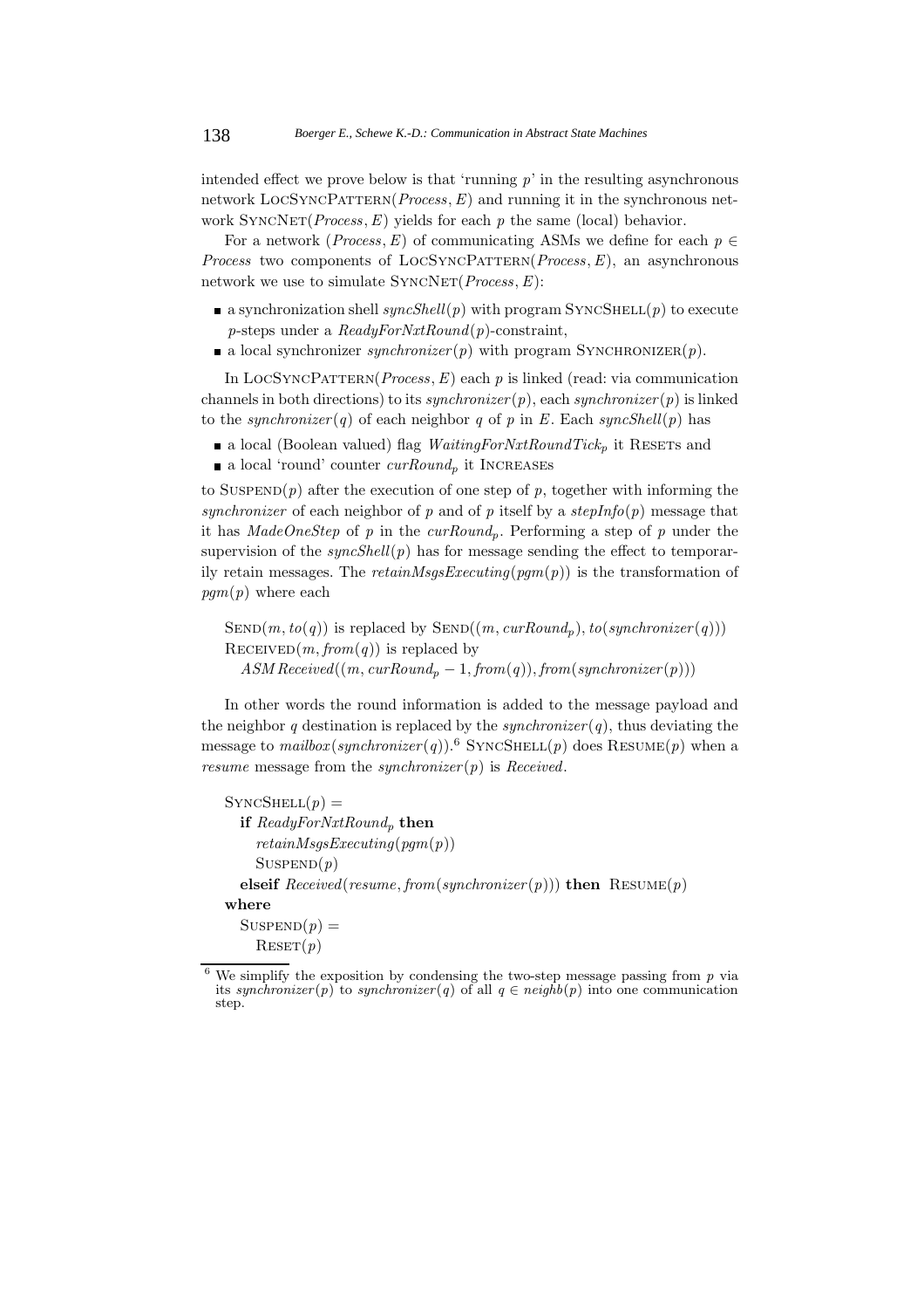intended effect we prove below is that 'running $p$' in the resulting asynchronous network LocSyncPattern(*Process*, $E$) and running it in the synchronous network SyncNet(*Process*, $E$) yields for each $p$ the same (local) behavior.

For a network (*Process*, $E$) of communicating ASMs we define for each $p \in$ *Process* two components of LocSyncPattern(*Process*, $E$), an asynchronous network we use to simulate SyncNet(*Process*, $E$):

- a synchronization shell $syncShell(p)$ with program SyncShell($p$) to execute $p$-steps under a $ReadyForNxtRound(p)$-constraint,
- a local synchronizer $synchronizer(p)$ with program Synchronizer($p$).

In LocSyncPattern(*Process*, $E$) each $p$ is linked (read: via communication channels in both directions) to its $synchronizer(p)$, each $synchronizer(p)$ is linked to the $synchronizer(q)$ of each neighbor $q$ of $p$ in $E$. Each $syncShell(p)$ has

- a local (Boolean valued) flag $WaitingForNxtRoundTick_p$ it Resets and
- a local 'round' counter $curRound_p$ it Increases

to Suspend($p$) after the execution of one step of $p$, together with informing the *synchronizer* of each neighbor of $p$ and of $p$ itself by a $stepInfo(p)$ message that it has *MadeOneStep* of $p$ in the $curRound_p$. Performing a step of $p$ under the supervision of the $syncShell(p)$ has for message sending the effect to temporarily retain messages. The $retainMsgsExecuting(pgm(p))$ is the transformation of $pgm(p)$ where each

Send($m, to(q)$) is replaced by Send($(m, curRound_p), to(synchronizer(q))$)
Received($m, from(q)$) is replaced by
  $ASMReceived((m, curRound_p - 1, from(q)), from(synchronizer(p)))$

In other words the round information is added to the message payload and the neighbor $q$ destination is replaced by the $synchronizer(q)$, thus deviating the message to $mailbox(synchronizer(q))$.[6] SyncShell($p$) does Resume($p$) when a *resume* message from the $synchronizer(p)$ is *Received*.

```
SyncShell(p) =
  if ReadyForNxtRound_p then
    retainMsgsExecuting(pgm(p))
    Suspend(p)
  elseif Received(resume, from(synchronizer(p))) then  Resume(p)
where
  Suspend(p) =
    Reset(p)
```

[6] We simplify the exposition by condensing the two-step message passing from $p$ via its $synchronizer(p)$ to $synchronizer(q)$ of all $q \in neighb(p)$ into one communication step.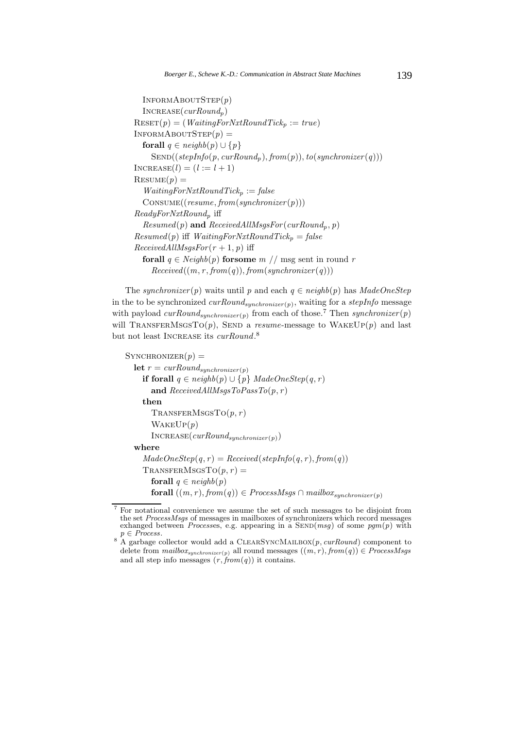```
    InformAboutStep(p)
    Increase(curRound_p)
  Reset(p) = (WaitingForNxtRoundTick_p := true)
  InformAboutStep(p) =
    forall q ∈ neighb(p) ∪ {p}
      Send((stepInfo(p, curRound_p), from(p)), to(synchronizer(q)))
  Increase(l) = (l := l + 1)
  Resume(p) =
    WaitingForNxtRoundTick_p := false
    Consume((resume, from(synchronizer(p))))
  ReadyForNxtRound_p iff
    Resumed(p) and ReceivedAllMsgsFor(curRound_p, p)
  Resumed(p) iff WaitingForNxtRoundTick_p = false
  ReceivedAllMsgsFor(r + 1, p) iff
    forall q ∈ Neighb(p) forsome m // msg sent in round r
      Received((m, r, from(q)), from(synchronizer(q)))
```

The $synchronizer(p)$ waits until $p$ and each $q \in neighb(p)$ has *MadeOneStep* in the to be synchronized $curRound_{synchronizer(p)}$, waiting for a *stepInfo* message with payload $curRound_{synchronizer(p)}$ from each of those.[7] Then $synchronizer(p)$ will TransferMsgsTo($p$), Send a *resume*-message to WakeUp($p$) and last but not least Increase its *curRound*.[8]

```
  Synchronizer(p) =
    let r = curRound_synchronizer(p)
      if forall q ∈ neighb(p) ∪ {p} MadeOneStep(q, r)
        and ReceivedAllMsgsToPassTo(p, r)
      then
        TransferMsgsTo(p, r)
        WakeUp(p)
        Increase(curRound_synchronizer(p))
    where
      MadeOneStep(q, r) = Received(stepInfo(q, r), from(q))
      TransferMsgsTo(p, r) =
        forall q ∈ neighb(p)
        forall ((m, r), from(q)) ∈ ProcessMsgs ∩ mailbox_synchronizer(p)
```

[7] For notational convenience we assume the set of such messages to be disjoint from the set *ProcessMsgs* of messages in mailboxes of synchronizers which record messages exhanged between *Process*es, e.g. appearing in a Send($msg$) of some $pgm(p)$ with $p \in Process$.

[8] A garbage collector would add a ClearSyncMailbox($p$, *curRound*) component to delete from $mailbox_{synchronizer(p)}$ all round messages $((m, r), from(q)) \in ProcessMsgs$ and all step info messages $(r, from(q))$ it contains.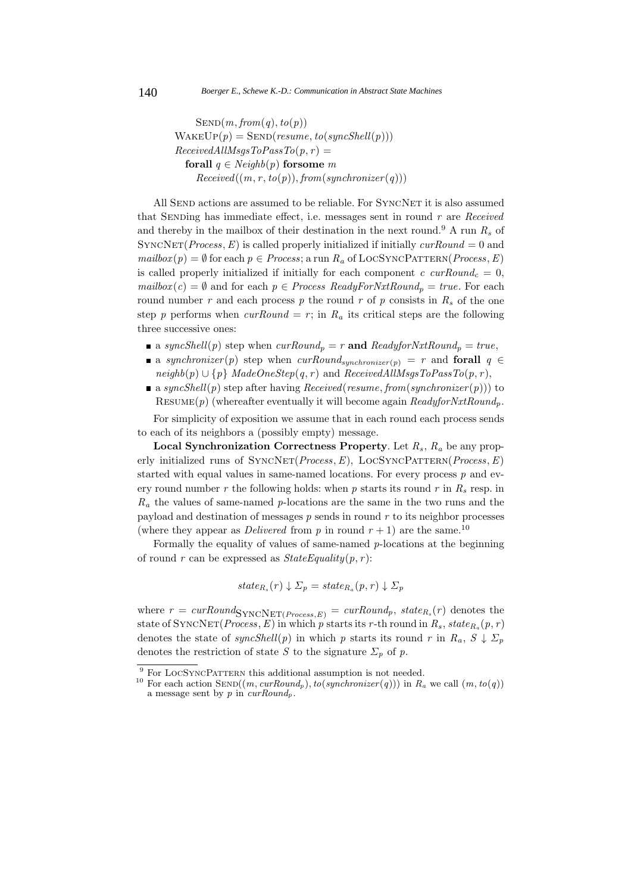$\text{SEND}(m, from(q), to(p))$
$\text{WAKEUP}(p) = \text{SEND}(resume, to(syncShell(p)))$
$ReceivedAllMsgsToPassTo(p, r) =$
  **forall** $q \in Neighb(p)$ **forsome** $m$
    $Received((m, r, to(p)), from(synchronizer(q)))$

All SEND actions are assumed to be reliable. For SYNCNET it is also assumed that SENDing has immediate effect, i.e. messages sent in round $r$ are *Received* and thereby in the mailbox of their destination in the next round.[9] A run $R_s$ of SYNCNET(*Process*, $E$) is called properly initialized if initially $curRound = 0$ and $mailbox(p) = \emptyset$ for each $p \in Process$; a run $R_a$ of LOCSYNCPATTERN(*Process*, $E$) is called properly initialized if initially for each component $c$ $curRound_c = 0$, $mailbox(c) = \emptyset$ and for each $p \in Process$ $ReadyForNxtRound_p = true$. For each round number $r$ and each process $p$ the round $r$ of $p$ consists in $R_s$ of the one step $p$ performs when $curRound = r$; in $R_a$ its critical steps are the following three successive ones:

- a $syncShell(p)$ step when $curRound_p = r$ **and** $ReadyforNxtRound_p = true$,
- a $synchronizer(p)$ step when $curRound_{synchronizer(p)} = r$ and **forall** $q \in neighb(p) \cup \{p\}$ $MadeOneStep(q, r)$ and $ReceivedAllMsgsToPassTo(p, r)$,
- a $syncShell(p)$ step after having $Received(resume, from(synchronizer(p)))$ to $\text{RESUME}(p)$ (whereafter eventually it will become again $ReadyforNxtRound_p$.

For simplicity of exposition we assume that in each round each process sends to each of its neighbors a (possibly empty) message.

**Local Synchronization Correctness Property**. Let $R_s$, $R_a$ be any properly initialized runs of SYNCNET(*Process*, $E$), LOCSYNCPATTERN(*Process*, $E$) started with equal values in same-named locations. For every process $p$ and every round number $r$ the following holds: when $p$ starts its round $r$ in $R_s$ resp. in $R_a$ the values of same-named $p$-locations are the same in the two runs and the payload and destination of messages $p$ sends in round $r$ to its neighbor processes (where they appear as *Delivered* from $p$ in round $r + 1$) are the same.[10]

Formally the equality of values of same-named $p$-locations at the beginning of round $r$ can be expressed as $StateEquality(p, r)$:

$$state_{R_s}(r) \downarrow \Sigma_p = state_{R_a}(p, r) \downarrow \Sigma_p$$

where $r = curRound_{\text{SYNCNET}(Process, E)} = curRound_p$, $state_{R_s}(r)$ denotes the state of SYNCNET(*Process*, $E$) in which $p$ starts its $r$-th round in $R_s$, $state_{R_a}(p, r)$ denotes the state of $syncShell(p)$ in which $p$ starts its round $r$ in $R_a$, $S \downarrow \Sigma_p$ denotes the restriction of state $S$ to the signature $\Sigma_p$ of $p$.

---

[9] For LOCSYNCPATTERN this additional assumption is not needed.

[10] For each action $\text{SEND}((m, curRound_p), to(synchronizer(q)))$ in $R_a$ we call $(m, to(q))$ a message sent by $p$ in $curRound_p$.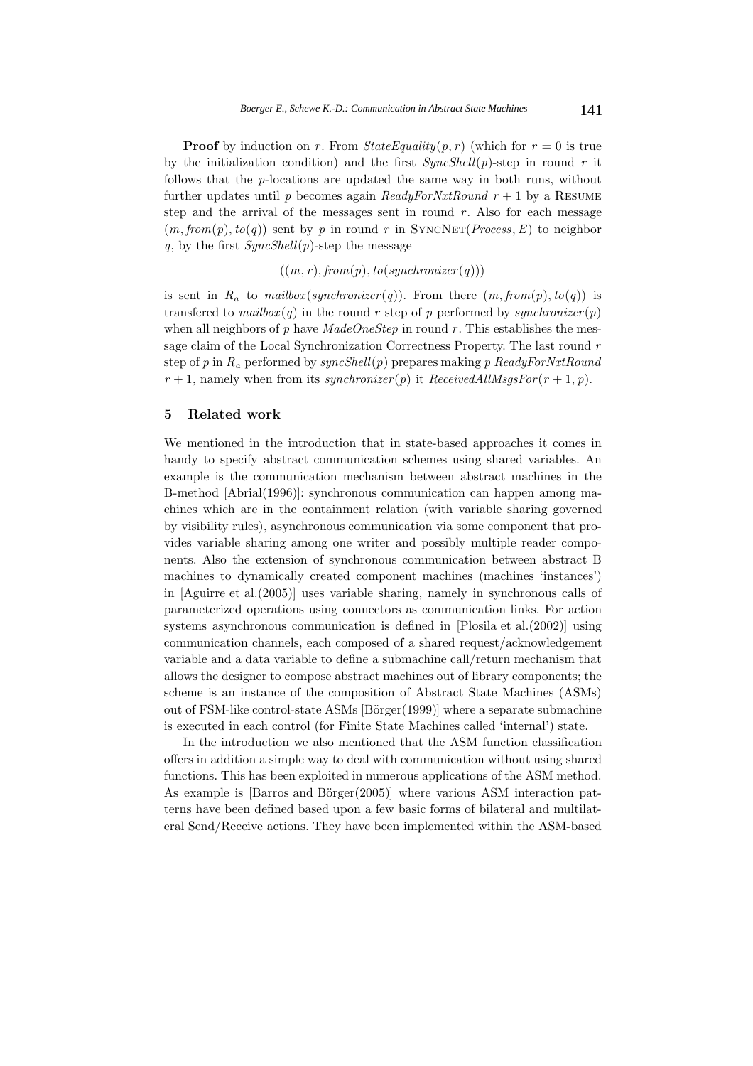**Proof** by induction on $r$. From *StateEquality*$(p, r)$ (which for $r = 0$ is true by the initialization condition) and the first *SyncShell*$(p)$-step in round $r$ it follows that the $p$-locations are updated the same way in both runs, without further updates until $p$ becomes again *ReadyForNxtRound* $r + 1$ by a RESUME step and the arrival of the messages sent in round $r$. Also for each message $(m, \mathit{from}(p), \mathit{to}(q))$ sent by $p$ in round $r$ in SYNCNET(*Process*, $E$) to neighbor $q$, by the first *SyncShell*$(p)$-step the message

$$((m, r), \mathit{from}(p), \mathit{to}(\mathit{synchronizer}(q)))$$

is sent in $R_a$ to *mailbox*$(\mathit{synchronizer}(q))$. From there $(m, \mathit{from}(p), \mathit{to}(q))$ is transfered to *mailbox*$(q)$ in the round $r$ step of $p$ performed by *synchronizer*$(p)$ when all neighbors of $p$ have *MadeOneStep* in round $r$. This establishes the message claim of the Local Synchronization Correctness Property. The last round $r$ step of $p$ in $R_a$ performed by *syncShell*$(p)$ prepares making $p$ *ReadyForNxtRound* $r + 1$, namely when from its *synchronizer*$(p)$ it *ReceivedAllMsgsFor*$(r + 1, p)$.

## 5 Related work

We mentioned in the introduction that in state-based approaches it comes in handy to specify abstract communication schemes using shared variables. An example is the communication mechanism between abstract machines in the B-method [Abrial(1996)]: synchronous communication can happen among machines which are in the containment relation (with variable sharing governed by visibility rules), asynchronous communication via some component that provides variable sharing among one writer and possibly multiple reader components. Also the extension of synchronous communication between abstract B machines to dynamically created component machines (machines 'instances') in [Aguirre et al.(2005)] uses variable sharing, namely in synchronous calls of parameterized operations using connectors as communication links. For action systems asynchronous communication is defined in [Plosila et al.(2002)] using communication channels, each composed of a shared request/acknowledgement variable and a data variable to define a submachine call/return mechanism that allows the designer to compose abstract machines out of library components; the scheme is an instance of the composition of Abstract State Machines (ASMs) out of FSM-like control-state ASMs [Börger(1999)] where a separate submachine is executed in each control (for Finite State Machines called 'internal') state.

In the introduction we also mentioned that the ASM function classification offers in addition a simple way to deal with communication without using shared functions. This has been exploited in numerous applications of the ASM method. As example is [Barros and Börger(2005)] where various ASM interaction patterns have been defined based upon a few basic forms of bilateral and multilateral Send/Receive actions. They have been implemented within the ASM-based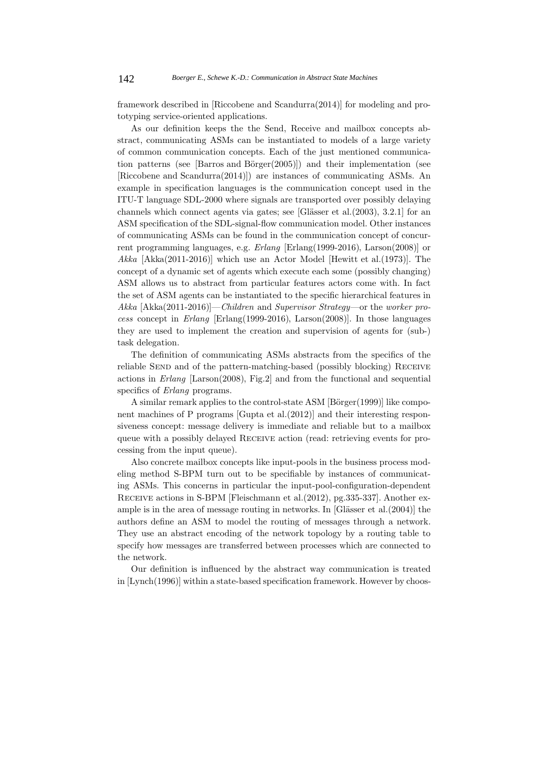framework described in [Riccobene and Scandurra(2014)] for modeling and prototyping service-oriented applications.

As our definition keeps the the Send, Receive and mailbox concepts abstract, communicating ASMs can be instantiated to models of a large variety of common communication concepts. Each of the just mentioned communication patterns (see [Barros and Börger(2005)]) and their implementation (see [Riccobene and Scandurra(2014)]) are instances of communicating ASMs. An example in specification languages is the communication concept used in the ITU-T language SDL-2000 where signals are transported over possibly delaying channels which connect agents via gates; see [Glässer et al.(2003), 3.2.1] for an ASM specification of the SDL-signal-flow communication model. Other instances of communicating ASMs can be found in the communication concept of concurrent programming languages, e.g. *Erlang* [Erlang(1999-2016), Larson(2008)] or *Akka* [Akka(2011-2016)] which use an Actor Model [Hewitt et al.(1973)]. The concept of a dynamic set of agents which execute each some (possibly changing) ASM allows us to abstract from particular features actors come with. In fact the set of ASM agents can be instantiated to the specific hierarchical features in *Akka* [Akka(2011-2016)]—*Children* and *Supervisor Strategy*—or the *worker process* concept in *Erlang* [Erlang(1999-2016), Larson(2008)]. In those languages they are used to implement the creation and supervision of agents for (sub-) task delegation.

The definition of communicating ASMs abstracts from the specifics of the reliable SEND and of the pattern-matching-based (possibly blocking) RECEIVE actions in *Erlang* [Larson(2008), Fig.2] and from the functional and sequential specifics of *Erlang* programs.

A similar remark applies to the control-state ASM [Börger(1999)] like component machines of P programs [Gupta et al.(2012)] and their interesting responsiveness concept: message delivery is immediate and reliable but to a mailbox queue with a possibly delayed RECEIVE action (read: retrieving events for processing from the input queue).

Also concrete mailbox concepts like input-pools in the business process modeling method S-BPM turn out to be specifiable by instances of communicating ASMs. This concerns in particular the input-pool-configuration-dependent RECEIVE actions in S-BPM [Fleischmann et al.(2012), pg.335-337]. Another example is in the area of message routing in networks. In [Glässer et al.(2004)] the authors define an ASM to model the routing of messages through a network. They use an abstract encoding of the network topology by a routing table to specify how messages are transferred between processes which are connected to the network.

Our definition is influenced by the abstract way communication is treated in [Lynch(1996)] within a state-based specification framework. However by choos-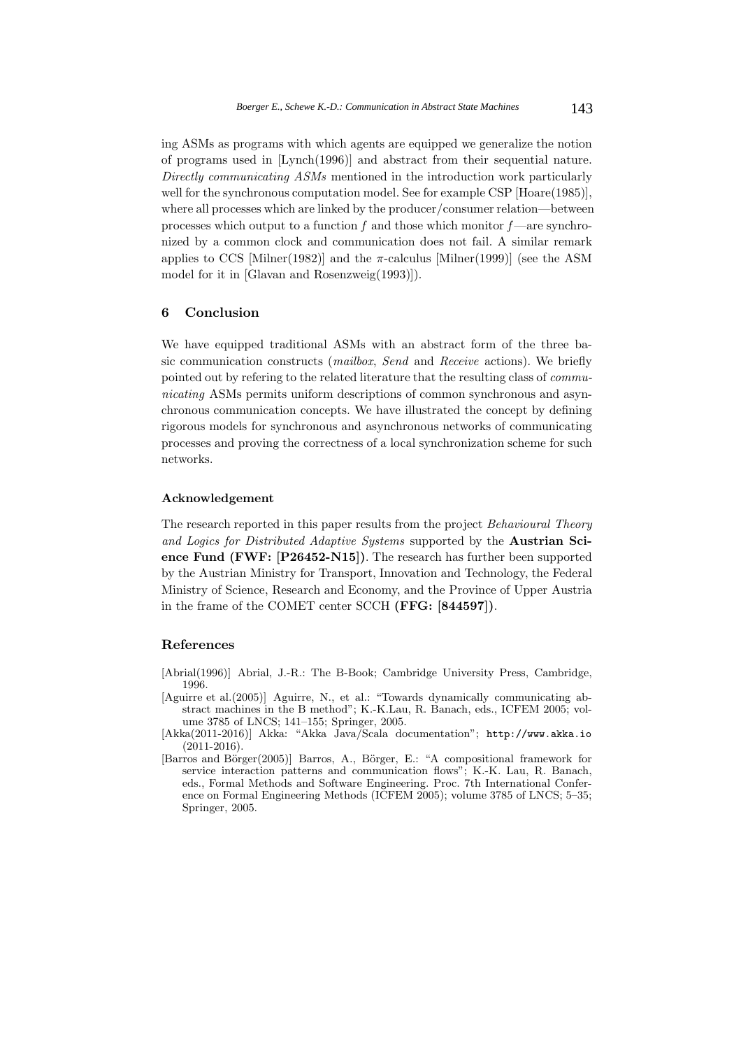ing ASMs as programs with which agents are equipped we generalize the notion of programs used in [Lynch(1996)] and abstract from their sequential nature. *Directly communicating ASMs* mentioned in the introduction work particularly well for the synchronous computation model. See for example CSP [Hoare(1985)], where all processes which are linked by the producer/consumer relation—between processes which output to a function $f$ and those which monitor $f$—are synchronized by a common clock and communication does not fail. A similar remark applies to CCS [Milner(1982)] and the $\pi$-calculus [Milner(1999)] (see the ASM model for it in [Glavan and Rosenzweig(1993)]).

## 6 Conclusion

We have equipped traditional ASMs with an abstract form of the three basic communication constructs (*mailbox*, *Send* and *Receive* actions). We briefly pointed out by refering to the related literature that the resulting class of *communicating* ASMs permits uniform descriptions of common synchronous and asynchronous communication concepts. We have illustrated the concept by defining rigorous models for synchronous and asynchronous networks of communicating processes and proving the correctness of a local synchronization scheme for such networks.

### Acknowledgement

The research reported in this paper results from the project *Behavioural Theory and Logics for Distributed Adaptive Systems* supported by the **Austrian Science Fund (FWF: [P26452-N15])**. The research has further been supported by the Austrian Ministry for Transport, Innovation and Technology, the Federal Ministry of Science, Research and Economy, and the Province of Upper Austria in the frame of the COMET center SCCH **(FFG: [844597])**.

## References

[Abrial(1996)] Abrial, J.-R.: The B-Book; Cambridge University Press, Cambridge, 1996.

[Aguirre et al.(2005)] Aguirre, N., et al.: "Towards dynamically communicating abstract machines in the B method"; K.-K.Lau, R. Banach, eds., ICFEM 2005; volume 3785 of LNCS; 141–155; Springer, 2005.

[Akka(2011-2016)] Akka: "Akka Java/Scala documentation"; http://www.akka.io (2011-2016).

[Barros and Börger(2005)] Barros, A., Börger, E.: "A compositional framework for service interaction patterns and communication flows"; K.-K. Lau, R. Banach, eds., Formal Methods and Software Engineering. Proc. 7th International Conference on Formal Engineering Methods (ICFEM 2005); volume 3785 of LNCS; 5–35; Springer, 2005.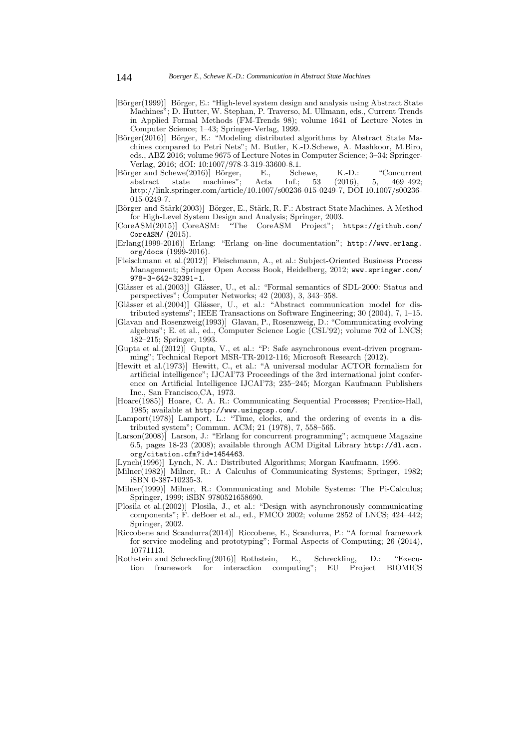[Börger(1999)] Börger, E.: "High-level system design and analysis using Abstract State Machines"; D. Hutter, W. Stephan, P. Traverso, M. Ullmann, eds., Current Trends in Applied Formal Methods (FM-Trends 98); volume 1641 of Lecture Notes in Computer Science; 1–43; Springer-Verlag, 1999.

[Börger(2016)] Börger, E.: "Modeling distributed algorithms by Abstract State Machines compared to Petri Nets"; M. Butler, K.-D.Schewe, A. Mashkoor, M.Biro, eds., ABZ 2016; volume 9675 of Lecture Notes in Computer Science; 3–34; Springer-Verlag, 2016; dOI: 10:1007/978-3-319-33600-8.1.

[Börger and Schewe(2016)] Börger, E., Schewe, K.-D.: "Concurrent abstract state machines"; Acta Inf.; 53 (2016), 5, 469–492; http://link.springer.com/article/10.1007/s00236-015-0249-7, DOI 10.1007/s00236-015-0249-7.

[Börger and Stärk(2003)] Börger, E., Stärk, R. F.: Abstract State Machines. A Method for High-Level System Design and Analysis; Springer, 2003.

[CoreASM(2015)] CoreASM: "The CoreASM Project"; `https://github.com/CoreASM/` (2015).

[Erlang(1999-2016)] Erlang: "Erlang on-line documentation"; `http://www.erlang.org/docs` (1999-2016).

[Fleischmann et al.(2012)] Fleischmann, A., et al.: Subject-Oriented Business Process Management; Springer Open Access Book, Heidelberg, 2012; `www.springer.com/978-3-642-32391-1`.

[Glässer et al.(2003)] Glässer, U., et al.: "Formal semantics of SDL-2000: Status and perspectives"; Computer Networks; 42 (2003), 3, 343–358.

[Glässer et al.(2004)] Glässer, U., et al.: "Abstract communication model for distributed systems"; IEEE Transactions on Software Engineering; 30 (2004), 7, 1–15.

[Glavan and Rosenzweig(1993)] Glavan, P., Rosenzweig, D.: "Communicating evolving algebras"; E. et al., ed., Computer Science Logic (CSL'92); volume 702 of LNCS; 182–215; Springer, 1993.

[Gupta et al.(2012)] Gupta, V., et al.: "P: Safe asynchronous event-driven programming"; Technical Report MSR-TR-2012-116; Microsoft Research (2012).

[Hewitt et al.(1973)] Hewitt, C., et al.: "A universal modular ACTOR formalism for artificial intelligence"; IJCAI'73 Proceedings of the 3rd international joint conference on Artificial Intelligence IJCAI'73; 235–245; Morgan Kaufmann Publishers Inc., San Francisco,CA, 1973.

[Hoare(1985)] Hoare, C. A. R.: Communicating Sequential Processes; Prentice-Hall, 1985; available at `http://www.usingcsp.com/`.

[Lamport(1978)] Lamport, L.: "Time, clocks, and the ordering of events in a distributed system"; Commun. ACM; 21 (1978), 7, 558–565.

[Larson(2008)] Larson, J.: "Erlang for concurrent programming"; acmqueue Magazine 6.5, pages 18-23 (2008); available through ACM Digital Library `http://dl.acm.org/citation.cfm?id=1454463`.

[Lynch(1996)] Lynch, N. A.: Distributed Algorithms; Morgan Kaufmann, 1996.

[Milner(1982)] Milner, R.: A Calculus of Communicating Systems; Springer, 1982; iSBN 0-387-10235-3.

[Milner(1999)] Milner, R.: Communicating and Mobile Systems: The Pi-Calculus; Springer, 1999; iSBN 9780521658690.

[Plosila et al.(2002)] Plosila, J., et al.: "Design with asynchronously communicating components"; F. deBoer et al., ed., FMCO 2002; volume 2852 of LNCS; 424–442; Springer, 2002.

[Riccobene and Scandurra(2014)] Riccobene, E., Scandurra, P.: "A formal framework for service modeling and prototyping"; Formal Aspects of Computing; 26 (2014), 10771113.

[Rothstein and Schreckling(2016)] Rothstein, E., Schreckling, D.: "Execution framework for interaction computing"; EU Project BIOMICS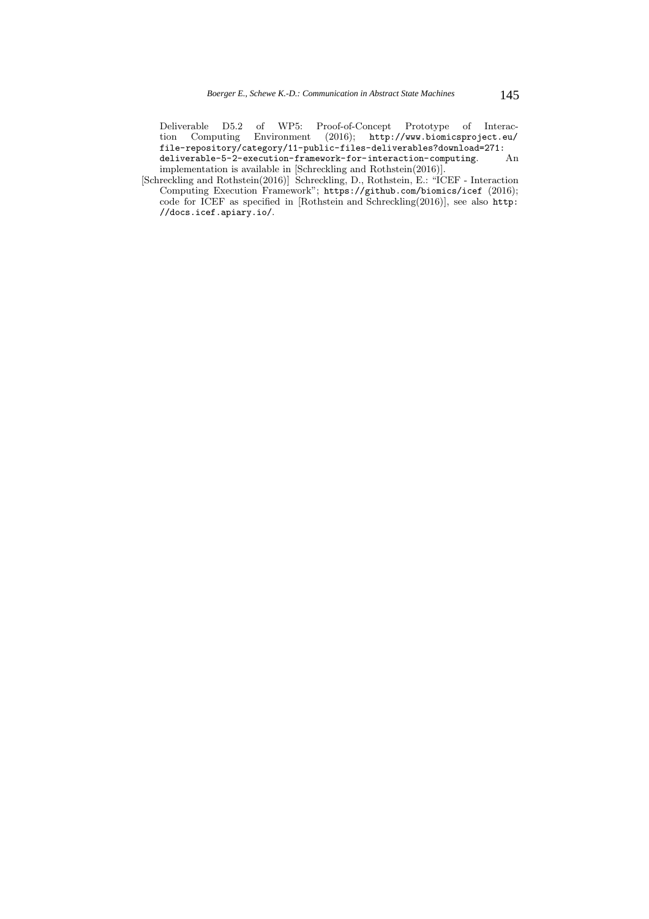Deliverable D5.2 of WP5: Proof-of-Concept Prototype of Interaction Computing Environment (2016); http://www.biomicsproject.eu/file-repository/category/11-public-files-deliverables?download=271:deliverable-5-2-execution-framework-for-interaction-computing. An implementation is available in [Schreckling and Rothstein(2016)].

[Schreckling and Rothstein(2016)] Schreckling, D., Rothstein, E.: "ICEF - Interaction Computing Execution Framework"; https://github.com/biomics/icef (2016); code for ICEF as specified in [Rothstein and Schreckling(2016)], see also http://docs.icef.apiary.io/.